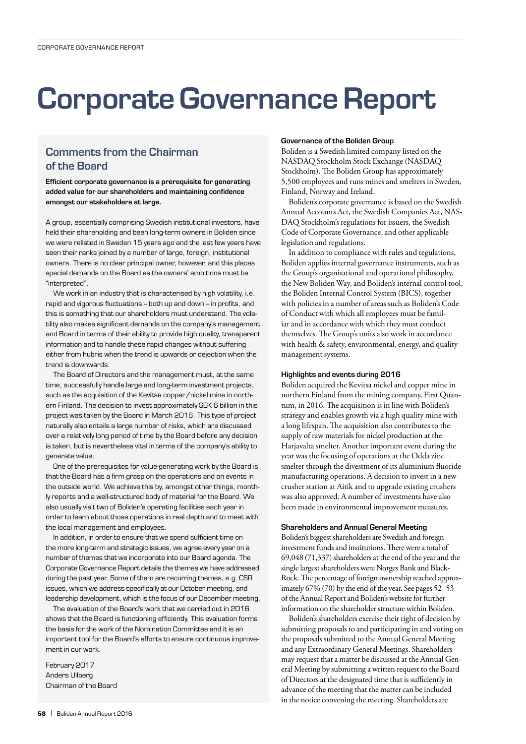# Corporate Governance Report

## Comments from the Chairman of the Board

**Efficient corporate governance is a prerequisite for generating added value for our shareholders and maintaining confidence amongst our stakeholders at large.**

A group, essentially comprising Swedish institutional investors, have held their shareholding and been long-term owners in Boliden since we were relisted in Sweden 15 years ago and the last few years have seen their ranks joined by a number of large, foreign, institutional owners. There is no clear principal owner, however, and this places special demands on the Board as the owners' ambitions must be "interpreted".

We work in an industry that is characterised by high volatility, i.e. rapid and vigorous fluctuations – both up and down – in profits, and this is something that our shareholders must understand. The volatility also makes significant demands on the company's management and Board in terms of their ability to provide high quality, transparent information and to handle these rapid changes without suffering either from hubris when the trend is upwards or dejection when the trend is downwards.

The Board of Directors and the management must, at the same time, successfully handle large and long-term investment projects, such as the acquisition of the Kevitsa copper/nickel mine in northern Finland. The decision to invest approximately SEK 6 billion in this project was taken by the Board in March 2016. This type of project naturally also entails a large number of risks, which are discussed over a relatively long period of time by the Board before any decision is taken, but is nevertheless vital in terms of the company's ability to generate value.

One of the prerequisites for value-generating work by the Board is that the Board has a firm grasp on the operations and on events in the outside world. We achieve this by, amongst other things, monthly reports and a well-structured body of material for the Board. We also usually visit two of Boliden's operating facilities each year in order to learn about those operations in real depth and to meet with the local management and employees.

In addition, in order to ensure that we spend sufficient time on the more long-term and strategic issues, we agree every year on a number of themes that we incorporate into our Board agenda. The Corporate Governance Report details the themes we have addressed during the past year. Some of them are recurring themes, e.g. CSR issues, which we address specifically at our October meeting, and leadership development, which is the focus of our December meeting.

The evaluation of the Board's work that we carried out in 2016 shows that the Board is functioning efficiently. This evaluation forms the basis for the work of the Nomination Committee and it is an important tool for the Board's efforts to ensure continuous improvement in our work.

February 2017
Anders Ullberg
Chairman of the Board

### Governance of the Boliden Group

Boliden is a Swedish limited company listed on the NASDAQ Stockholm Stock Exchange (NASDAQ Stockholm). The Boliden Group has approximately 5,500 employees and runs mines and smelters in Sweden, Finland, Norway and Ireland.

Boliden's corporate governance is based on the Swedish Annual Accounts Act, the Swedish Companies Act, NASDAQ Stockholm's regulations for issuers, the Swedish Code of Corporate Governance, and other applicable legislation and regulations.

In addition to compliance with rules and regulations, Boliden applies internal governance instruments, such as the Group's organisational and operational philosophy, the New Boliden Way, and Boliden's internal control tool, the Boliden Internal Control System (BICS), together with policies in a number of areas such as Boliden's Code of Conduct with which all employees must be familiar and in accordance with which they must conduct themselves. The Group's units also work in accordance with health & safety, environmental, energy, and quality management systems.

### Highlights and events during 2016

Boliden acquired the Kevitsa nickel and copper mine in northern Finland from the mining company, First Quantum, in 2016. The acquisition is in line with Boliden's strategy and enables growth via a high quality mine with a long lifespan. The acquisition also contributes to the supply of raw materials for nickel production at the Harjavalta smelter. Another important event during the year was the focusing of operations at the Odda zinc smelter through the divestment of its aluminium fluoride manufacturing operations. A decision to invest in a new crusher station at Aitik and to upgrade existing crushers was also approved. A number of investments have also been made in environmental improvement measures.

### Shareholders and Annual General Meeting

Boliden's biggest shareholders are Swedish and foreign investment funds and institutions. There were a total of 69,048 (71,337) shareholders at the end of the year and the single largest shareholders were Norges Bank and BlackRock. The percentage of foreign ownership reached approximately 67% (70) by the end of the year. See pages 52–53 of the Annual Report and Boliden's website for further information on the shareholder structure within Boliden.

Boliden's shareholders exercise their right of decision by submitting proposals to and participating in and voting on the proposals submitted to the Annual General Meeting and any Extraordinary General Meetings. Shareholders may request that a matter be discussed at the Annual General Meeting by submitting a written request to the Board of Directors at the designated time that is sufficiently in advance of the meeting that the matter can be included in the notice convening the meeting. Shareholders are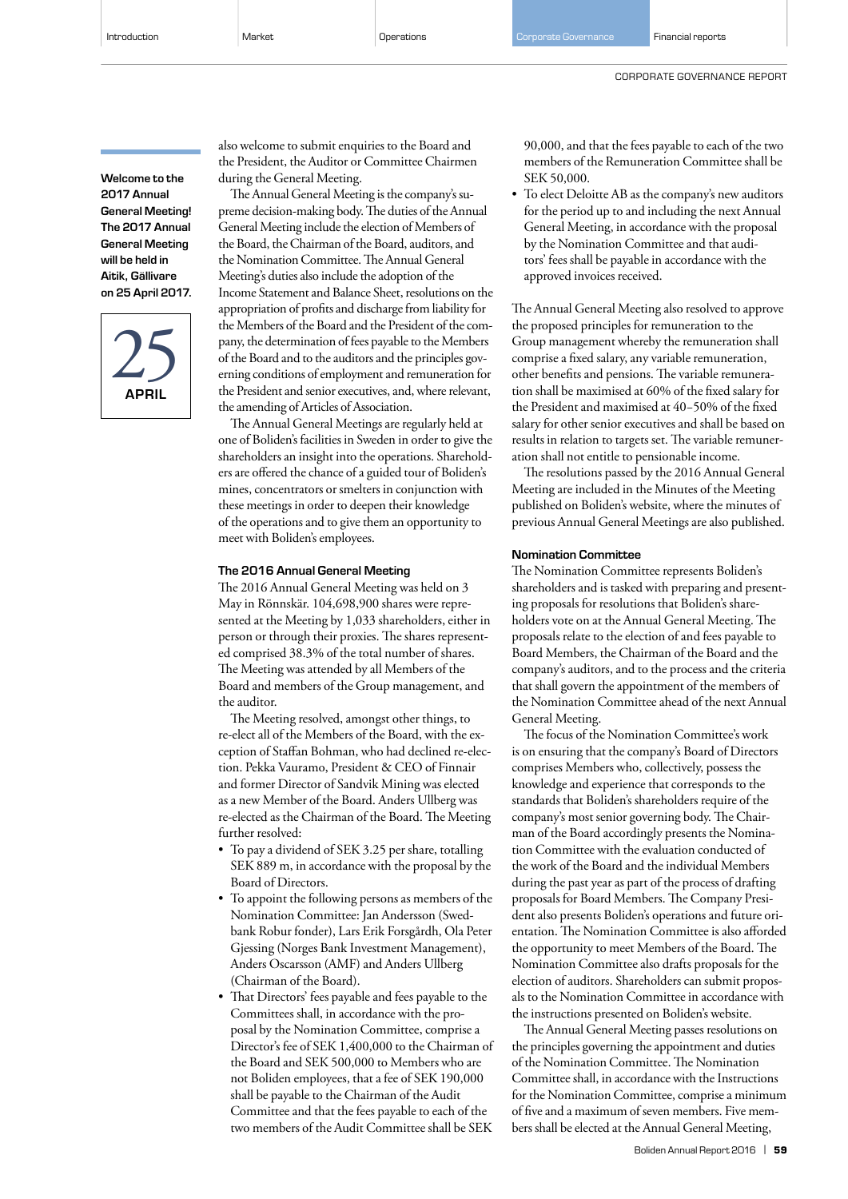**Welcome to the 2017 Annual General Meeting! The 2017 Annual General Meeting will be held in Aitik, Gällivare on 25 April 2017.**

25
APRIL

also welcome to submit enquiries to the Board and the President, the Auditor or Committee Chairmen during the General Meeting.

The Annual General Meeting is the company's supreme decision-making body. The duties of the Annual General Meeting include the election of Members of the Board, the Chairman of the Board, auditors, and the Nomination Committee. The Annual General Meeting's duties also include the adoption of the Income Statement and Balance Sheet, resolutions on the appropriation of profits and discharge from liability for the Members of the Board and the President of the company, the determination of fees payable to the Members of the Board and to the auditors and the principles governing conditions of employment and remuneration for the President and senior executives, and, where relevant, the amending of Articles of Association.

The Annual General Meetings are regularly held at one of Boliden's facilities in Sweden in order to give the shareholders an insight into the operations. Shareholders are offered the chance of a guided tour of Boliden's mines, concentrators or smelters in conjunction with these meetings in order to deepen their knowledge of the operations and to give them an opportunity to meet with Boliden's employees.

### The 2016 Annual General Meeting

The 2016 Annual General Meeting was held on 3 May in Rönnskär. 104,698,900 shares were represented at the Meeting by 1,033 shareholders, either in person or through their proxies. The shares represented comprised 38.3% of the total number of shares. The Meeting was attended by all Members of the Board and members of the Group management, and the auditor.

The Meeting resolved, amongst other things, to re-elect all of the Members of the Board, with the exception of Staffan Bohman, who had declined re-election. Pekka Vauramo, President & CEO of Finnair and former Director of Sandvik Mining was elected as a new Member of the Board. Anders Ullberg was re-elected as the Chairman of the Board. The Meeting further resolved:

- To pay a dividend of SEK 3.25 per share, totalling SEK 889 m, in accordance with the proposal by the Board of Directors.
- To appoint the following persons as members of the Nomination Committee: Jan Andersson (Swedbank Robur fonder), Lars Erik Forsgårdh, Ola Peter Gjessing (Norges Bank Investment Management), Anders Oscarsson (AMF) and Anders Ullberg (Chairman of the Board).
- That Directors' fees payable and fees payable to the Committees shall, in accordance with the proposal by the Nomination Committee, comprise a Director's fee of SEK 1,400,000 to the Chairman of the Board and SEK 500,000 to Members who are not Boliden employees, that a fee of SEK 190,000 shall be payable to the Chairman of the Audit Committee and that the fees payable to each of the two members of the Audit Committee shall be SEK 90,000, and that the fees payable to each of the two members of the Remuneration Committee shall be SEK 50,000.
- To elect Deloitte AB as the company's new auditors for the period up to and including the next Annual General Meeting, in accordance with the proposal by the Nomination Committee and that auditors' fees shall be payable in accordance with the approved invoices received.

The Annual General Meeting also resolved to approve the proposed principles for remuneration to the Group management whereby the remuneration shall comprise a fixed salary, any variable remuneration, other benefits and pensions. The variable remuneration shall be maximised at 60% of the fixed salary for the President and maximised at 40–50% of the fixed salary for other senior executives and shall be based on results in relation to targets set. The variable remuneration shall not entitle to pensionable income.

The resolutions passed by the 2016 Annual General Meeting are included in the Minutes of the Meeting published on Boliden's website, where the minutes of previous Annual General Meetings are also published.

### Nomination Committee

The Nomination Committee represents Boliden's shareholders and is tasked with preparing and presenting proposals for resolutions that Boliden's shareholders vote on at the Annual General Meeting. The proposals relate to the election of and fees payable to Board Members, the Chairman of the Board and the company's auditors, and to the process and the criteria that shall govern the appointment of the members of the Nomination Committee ahead of the next Annual General Meeting.

The focus of the Nomination Committee's work is on ensuring that the company's Board of Directors comprises Members who, collectively, possess the knowledge and experience that corresponds to the standards that Boliden's shareholders require of the company's most senior governing body. The Chairman of the Board accordingly presents the Nomination Committee with the evaluation conducted of the work of the Board and the individual Members during the past year as part of the process of drafting proposals for Board Members. The Company President also presents Boliden's operations and future orientation. The Nomination Committee is also afforded the opportunity to meet Members of the Board. The Nomination Committee also drafts proposals for the election of auditors. Shareholders can submit proposals to the Nomination Committee in accordance with the instructions presented on Boliden's website.

The Annual General Meeting passes resolutions on the principles governing the appointment and duties of the Nomination Committee. The Nomination Committee shall, in accordance with the Instructions for the Nomination Committee, comprise a minimum of five and a maximum of seven members. Five members shall be elected at the Annual General Meeting,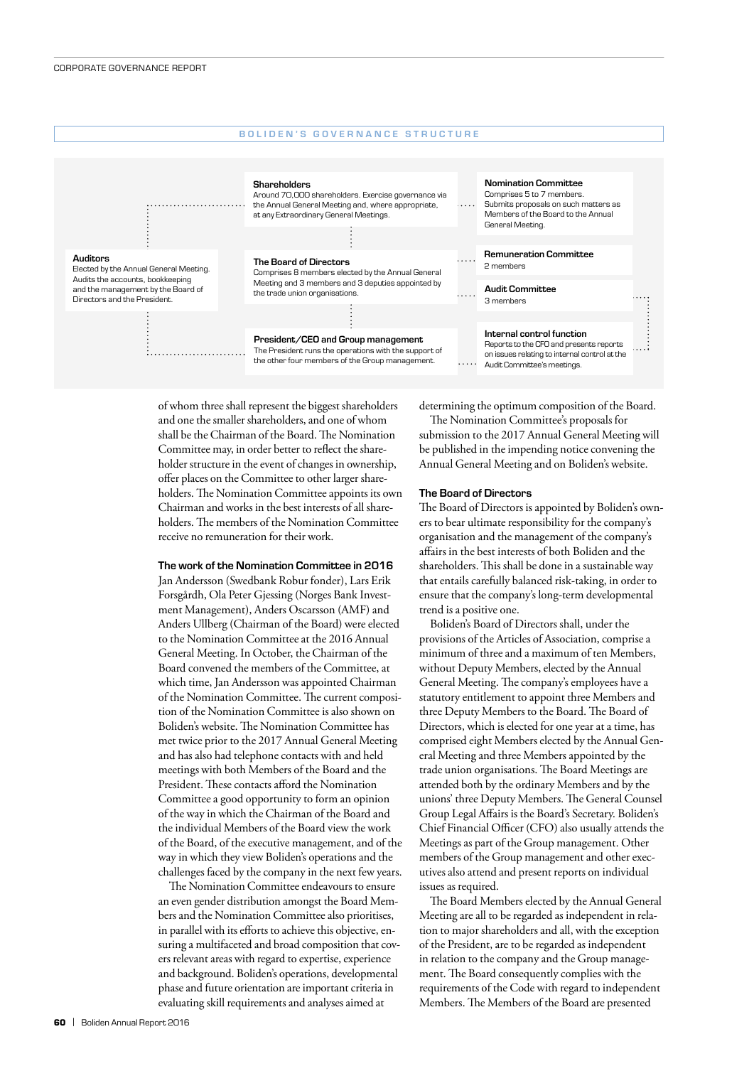## BOLIDEN'S GOVERNANCE STRUCTURE

**Shareholders**
Around 70,000 shareholders. Exercise governance via the Annual General Meeting and, where appropriate, at any Extraordinary General Meetings.

**Nomination Committee**
Comprises 5 to 7 members. Submits proposals on such matters as Members of the Board to the Annual General Meeting.

**Auditors**
Elected by the Annual General Meeting. Audits the accounts, bookkeeping and the management by the Board of Directors and the President.

**The Board of Directors**
Comprises 8 members elected by the Annual General Meeting and 3 members and 3 deputies appointed by the trade union organisations.

**Remuneration Committee**
2 members

**Audit Committee**
3 members

**President/CEO and Group management**
The President runs the operations with the support of the other four members of the Group management.

**Internal control function**
Reports to the CFO and presents reports on issues relating to internal control at the Audit Committee's meetings.

of whom three shall represent the biggest shareholders and one the smaller shareholders, and one of whom shall be the Chairman of the Board. The Nomination Committee may, in order better to reflect the shareholder structure in the event of changes in ownership, offer places on the Committee to other larger shareholders. The Nomination Committee appoints its own Chairman and works in the best interests of all shareholders. The members of the Nomination Committee receive no remuneration for their work.

### The work of the Nomination Committee in 2016

Jan Andersson (Swedbank Robur fonder), Lars Erik Forsgårdh, Ola Peter Gjessing (Norges Bank Investment Management), Anders Oscarsson (AMF) and Anders Ullberg (Chairman of the Board) were elected to the Nomination Committee at the 2016 Annual General Meeting. In October, the Chairman of the Board convened the members of the Committee, at which time, Jan Andersson was appointed Chairman of the Nomination Committee. The current composition of the Nomination Committee is also shown on Boliden's website. The Nomination Committee has met twice prior to the 2017 Annual General Meeting and has also had telephone contacts with and held meetings with both Members of the Board and the President. These contacts afford the Nomination Committee a good opportunity to form an opinion of the way in which the Chairman of the Board and the individual Members of the Board view the work of the Board, of the executive management, and of the way in which they view Boliden's operations and the challenges faced by the company in the next few years.

The Nomination Committee endeavours to ensure an even gender distribution amongst the Board Members and the Nomination Committee also prioritises, in parallel with its efforts to achieve this objective, ensuring a multifaceted and broad composition that covers relevant areas with regard to expertise, experience and background. Boliden's operations, developmental phase and future orientation are important criteria in evaluating skill requirements and analyses aimed at determining the optimum composition of the Board.

The Nomination Committee's proposals for submission to the 2017 Annual General Meeting will be published in the impending notice convening the Annual General Meeting and on Boliden's website.

### The Board of Directors

The Board of Directors is appointed by Boliden's owners to bear ultimate responsibility for the company's organisation and the management of the company's affairs in the best interests of both Boliden and the shareholders. This shall be done in a sustainable way that entails carefully balanced risk-taking, in order to ensure that the company's long-term developmental trend is a positive one.

Boliden's Board of Directors shall, under the provisions of the Articles of Association, comprise a minimum of three and a maximum of ten Members, without Deputy Members, elected by the Annual General Meeting. The company's employees have a statutory entitlement to appoint three Members and three Deputy Members to the Board. The Board of Directors, which is elected for one year at a time, has comprised eight Members elected by the Annual General Meeting and three Members appointed by the trade union organisations. The Board Meetings are attended both by the ordinary Members and by the unions' three Deputy Members. The General Counsel Group Legal Affairs is the Board's Secretary. Boliden's Chief Financial Officer (CFO) also usually attends the Meetings as part of the Group management. Other members of the Group management and other executives also attend and present reports on individual issues as required.

The Board Members elected by the Annual General Meeting are all to be regarded as independent in relation to major shareholders and all, with the exception of the President, are to be regarded as independent in relation to the company and the Group management. The Board consequently complies with the requirements of the Code with regard to independent Members. The Members of the Board are presented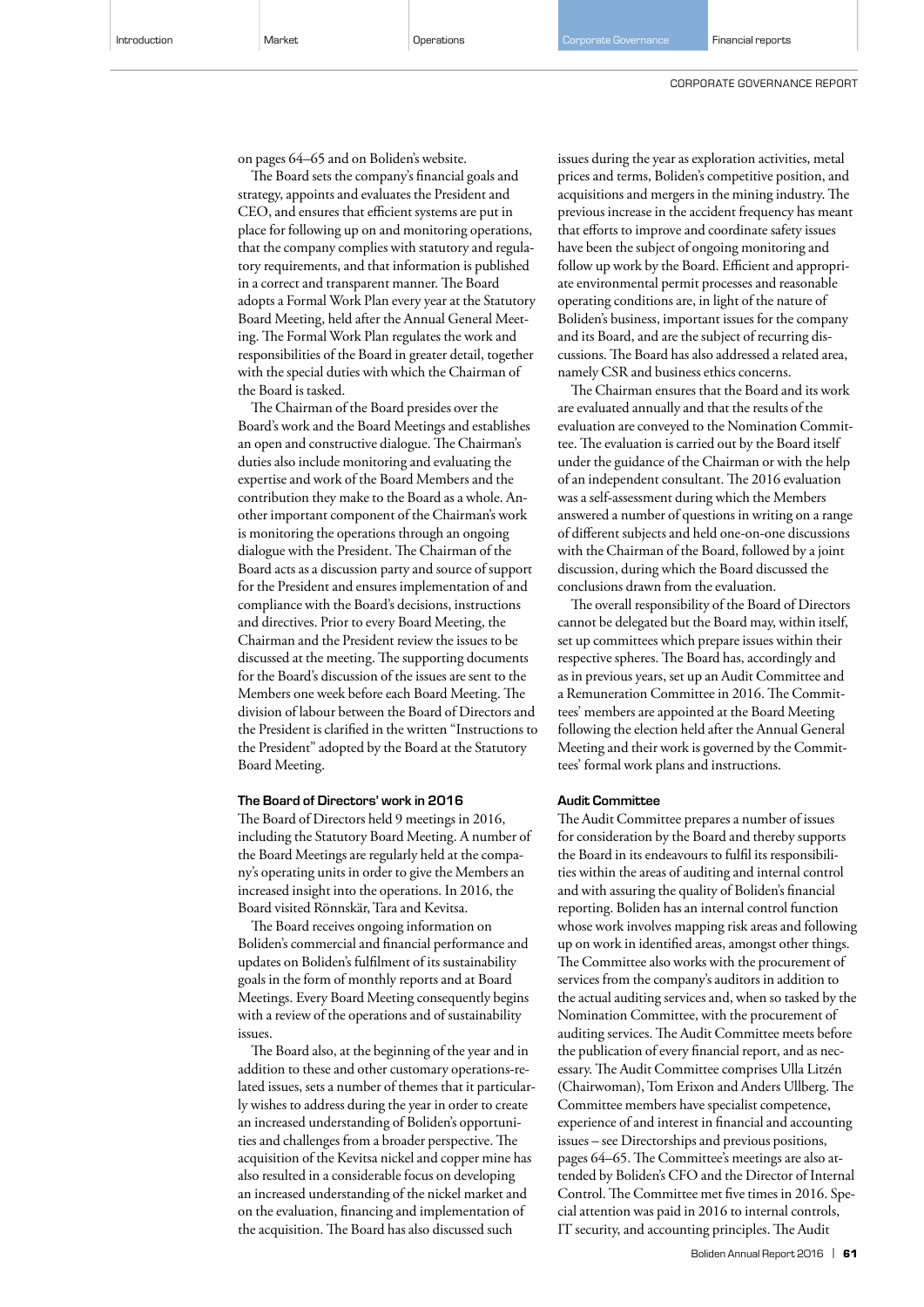on pages 64–65 and on Boliden's website.

The Board sets the company's financial goals and strategy, appoints and evaluates the President and CEO, and ensures that efficient systems are put in place for following up on and monitoring operations, that the company complies with statutory and regulatory requirements, and that information is published in a correct and transparent manner. The Board adopts a Formal Work Plan every year at the Statutory Board Meeting, held after the Annual General Meeting. The Formal Work Plan regulates the work and responsibilities of the Board in greater detail, together with the special duties with which the Chairman of the Board is tasked.

The Chairman of the Board presides over the Board's work and the Board Meetings and establishes an open and constructive dialogue. The Chairman's duties also include monitoring and evaluating the expertise and work of the Board Members and the contribution they make to the Board as a whole. Another important component of the Chairman's work is monitoring the operations through an ongoing dialogue with the President. The Chairman of the Board acts as a discussion party and source of support for the President and ensures implementation of and compliance with the Board's decisions, instructions and directives. Prior to every Board Meeting, the Chairman and the President review the issues to be discussed at the meeting. The supporting documents for the Board's discussion of the issues are sent to the Members one week before each Board Meeting. The division of labour between the Board of Directors and the President is clarified in the written "Instructions to the President" adopted by the Board at the Statutory Board Meeting.

### The Board of Directors' work in 2016

The Board of Directors held 9 meetings in 2016, including the Statutory Board Meeting. A number of the Board Meetings are regularly held at the company's operating units in order to give the Members an increased insight into the operations. In 2016, the Board visited Rönnskär, Tara and Kevitsa.

The Board receives ongoing information on Boliden's commercial and financial performance and updates on Boliden's fulfilment of its sustainability goals in the form of monthly reports and at Board Meetings. Every Board Meeting consequently begins with a review of the operations and of sustainability issues.

The Board also, at the beginning of the year and in addition to these and other customary operations-related issues, sets a number of themes that it particularly wishes to address during the year in order to create an increased understanding of Boliden's opportunities and challenges from a broader perspective. The acquisition of the Kevitsa nickel and copper mine has also resulted in a considerable focus on developing an increased understanding of the nickel market and on the evaluation, financing and implementation of the acquisition. The Board has also discussed such issues during the year as exploration activities, metal prices and terms, Boliden's competitive position, and acquisitions and mergers in the mining industry. The previous increase in the accident frequency has meant that efforts to improve and coordinate safety issues have been the subject of ongoing monitoring and follow up work by the Board. Efficient and appropriate environmental permit processes and reasonable operating conditions are, in light of the nature of Boliden's business, important issues for the company and its Board, and are the subject of recurring discussions. The Board has also addressed a related area, namely CSR and business ethics concerns.

The Chairman ensures that the Board and its work are evaluated annually and that the results of the evaluation are conveyed to the Nomination Committee. The evaluation is carried out by the Board itself under the guidance of the Chairman or with the help of an independent consultant. The 2016 evaluation was a self-assessment during which the Members answered a number of questions in writing on a range of different subjects and held one-on-one discussions with the Chairman of the Board, followed by a joint discussion, during which the Board discussed the conclusions drawn from the evaluation.

The overall responsibility of the Board of Directors cannot be delegated but the Board may, within itself, set up committees which prepare issues within their respective spheres. The Board has, accordingly and as in previous years, set up an Audit Committee and a Remuneration Committee in 2016. The Committees' members are appointed at the Board Meeting following the election held after the Annual General Meeting and their work is governed by the Committees' formal work plans and instructions.

### Audit Committee

The Audit Committee prepares a number of issues for consideration by the Board and thereby supports the Board in its endeavours to fulfil its responsibilities within the areas of auditing and internal control and with assuring the quality of Boliden's financial reporting. Boliden has an internal control function whose work involves mapping risk areas and following up on work in identified areas, amongst other things. The Committee also works with the procurement of services from the company's auditors in addition to the actual auditing services and, when so tasked by the Nomination Committee, with the procurement of auditing services. The Audit Committee meets before the publication of every financial report, and as necessary. The Audit Committee comprises Ulla Litzén (Chairwoman), Tom Erixon and Anders Ullberg. The Committee members have specialist competence, experience of and interest in financial and accounting issues – see Directorships and previous positions, pages 64–65. The Committee's meetings are also attended by Boliden's CFO and the Director of Internal Control. The Committee met five times in 2016. Special attention was paid in 2016 to internal controls, IT security, and accounting principles. The Audit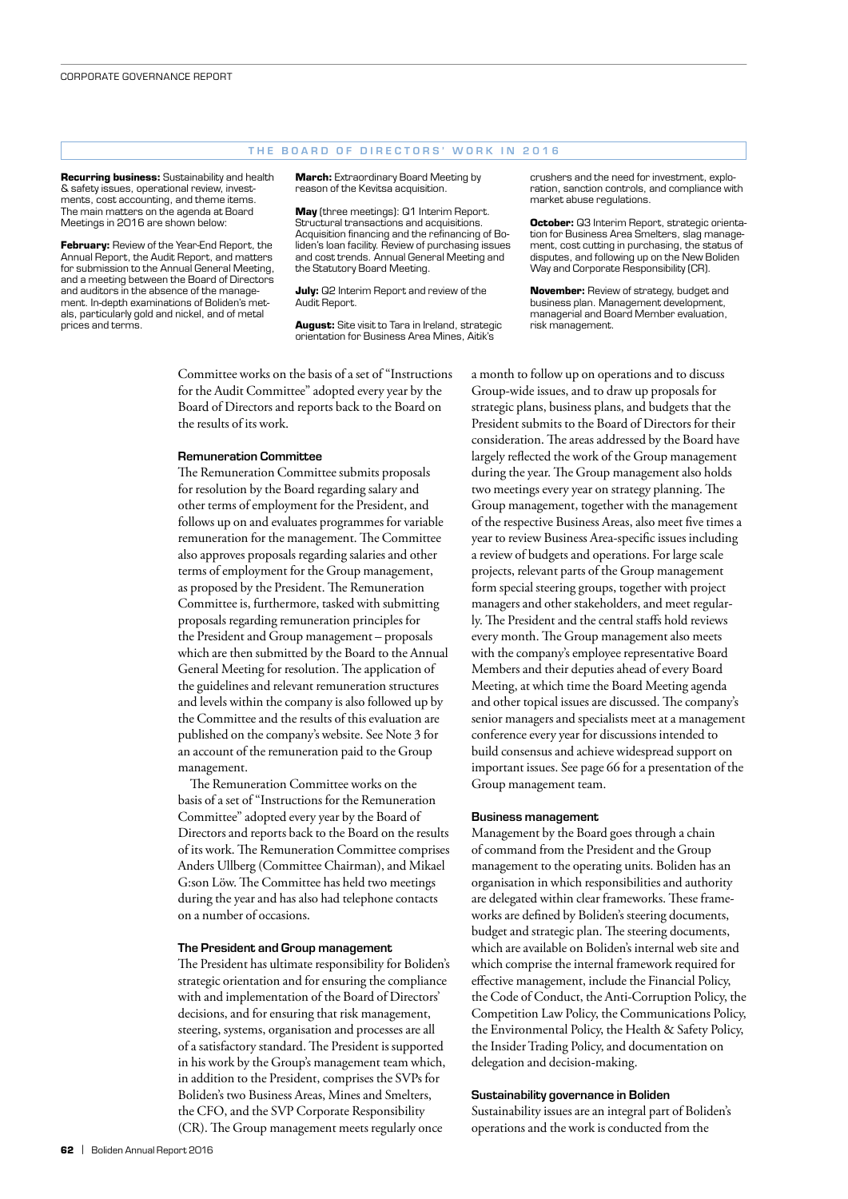## THE BOARD OF DIRECTORS' WORK IN 2016

**Recurring business:** Sustainability and health & safety issues, operational review, investments, cost accounting, and theme items. The main matters on the agenda at Board Meetings in 2016 are shown below:

**February:** Review of the Year-End Report, the Annual Report, the Audit Report, and matters for submission to the Annual General Meeting, and a meeting between the Board of Directors and auditors in the absence of the management. In-depth examinations of Boliden's metals, particularly gold and nickel, and of metal prices and terms.

**March:** Extraordinary Board Meeting by reason of the Kevitsa acquisition.

**May** (three meetings): Q1 Interim Report. Structural transactions and acquisitions. Acquisition financing and the refinancing of Boliden's loan facility. Review of purchasing issues and cost trends. Annual General Meeting and the Statutory Board Meeting.

**July:** Q2 Interim Report and review of the Audit Report.

**August:** Site visit to Tara in Ireland, strategic orientation for Business Area Mines, Aitik's crushers and the need for investment, exploration, sanction controls, and compliance with market abuse regulations.

**October:** Q3 Interim Report, strategic orientation for Business Area Smelters, slag management, cost cutting in purchasing, the status of disputes, and following up on the New Boliden Way and Corporate Responsibility (CR).

**November:** Review of strategy, budget and business plan. Management development, managerial and Board Member evaluation, risk management.

Committee works on the basis of a set of "Instructions for the Audit Committee" adopted every year by the Board of Directors and reports back to the Board on the results of its work.

### Remuneration Committee

The Remuneration Committee submits proposals for resolution by the Board regarding salary and other terms of employment for the President, and follows up on and evaluates programmes for variable remuneration for the management. The Committee also approves proposals regarding salaries and other terms of employment for the Group management, as proposed by the President. The Remuneration Committee is, furthermore, tasked with submitting proposals regarding remuneration principles for the President and Group management – proposals which are then submitted by the Board to the Annual General Meeting for resolution. The application of the guidelines and relevant remuneration structures and levels within the company is also followed up by the Committee and the results of this evaluation are published on the company's website. See Note 3 for an account of the remuneration paid to the Group management.

The Remuneration Committee works on the basis of a set of "Instructions for the Remuneration Committee" adopted every year by the Board of Directors and reports back to the Board on the results of its work. The Remuneration Committee comprises Anders Ullberg (Committee Chairman), and Mikael G:son Löw. The Committee has held two meetings during the year and has also had telephone contacts on a number of occasions.

### The President and Group management

The President has ultimate responsibility for Boliden's strategic orientation and for ensuring the compliance with and implementation of the Board of Directors' decisions, and for ensuring that risk management, steering, systems, organisation and processes are all of a satisfactory standard. The President is supported in his work by the Group's management team which, in addition to the President, comprises the SVPs for Boliden's two Business Areas, Mines and Smelters, the CFO, and the SVP Corporate Responsibility (CR). The Group management meets regularly once a month to follow up on operations and to discuss Group-wide issues, and to draw up proposals for strategic plans, business plans, and budgets that the President submits to the Board of Directors for their consideration. The areas addressed by the Board have largely reflected the work of the Group management during the year. The Group management also holds two meetings every year on strategy planning. The Group management, together with the management of the respective Business Areas, also meet five times a year to review Business Area-specific issues including a review of budgets and operations. For large scale projects, relevant parts of the Group management form special steering groups, together with project managers and other stakeholders, and meet regularly. The President and the central staffs hold reviews every month. The Group management also meets with the company's employee representative Board Members and their deputies ahead of every Board Meeting, at which time the Board Meeting agenda and other topical issues are discussed. The company's senior managers and specialists meet at a management conference every year for discussions intended to build consensus and achieve widespread support on important issues. See page 66 for a presentation of the Group management team.

### Business management

Management by the Board goes through a chain of command from the President and the Group management to the operating units. Boliden has an organisation in which responsibilities and authority are delegated within clear frameworks. These frameworks are defined by Boliden's steering documents, budget and strategic plan. The steering documents, which are available on Boliden's internal web site and which comprise the internal framework required for effective management, include the Financial Policy, the Code of Conduct, the Anti-Corruption Policy, the Competition Law Policy, the Communications Policy, the Environmental Policy, the Health & Safety Policy, the Insider Trading Policy, and documentation on delegation and decision-making.

### Sustainability governance in Boliden

Sustainability issues are an integral part of Boliden's operations and the work is conducted from the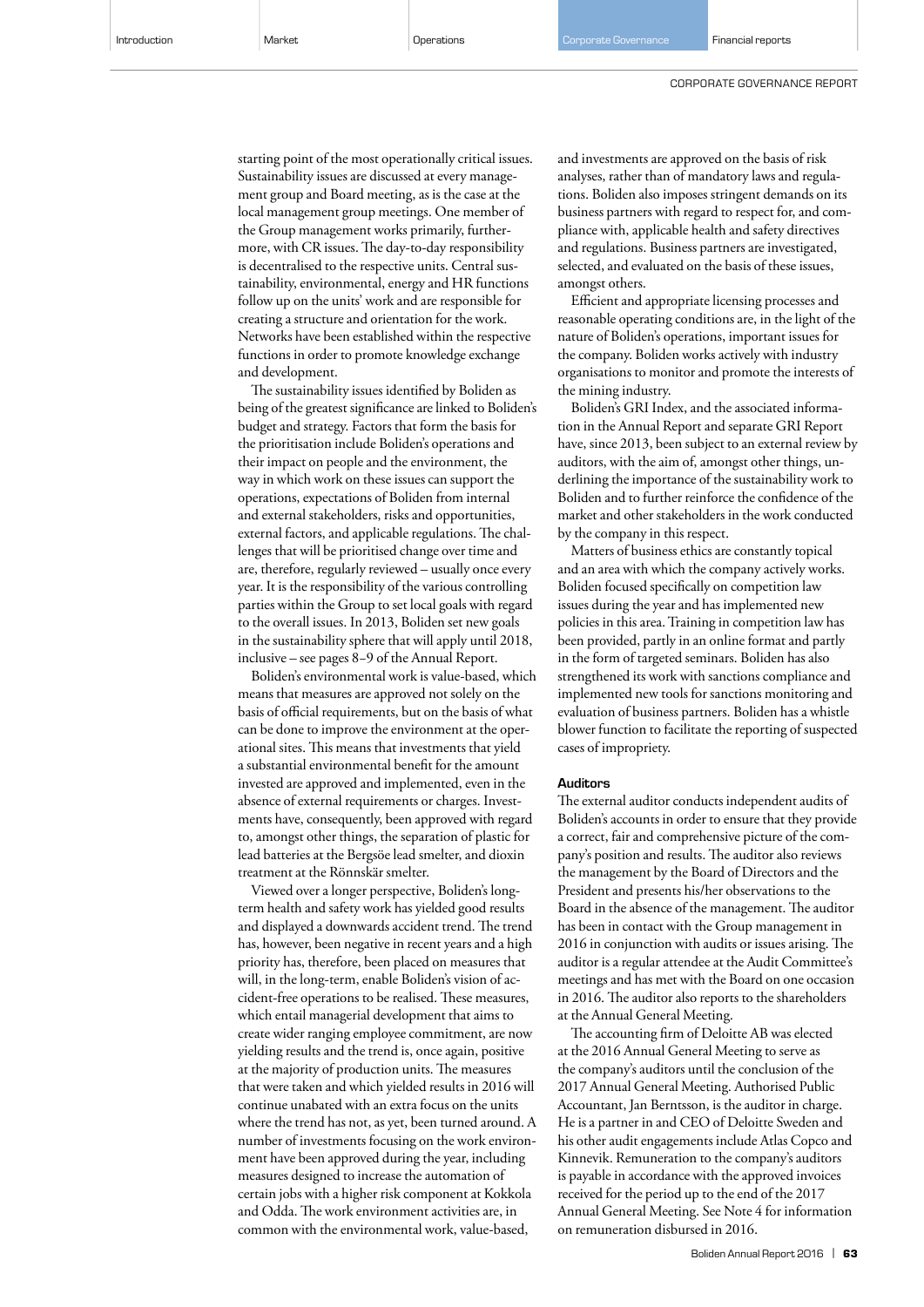starting point of the most operationally critical issues. Sustainability issues are discussed at every management group and Board meeting, as is the case at the local management group meetings. One member of the Group management works primarily, furthermore, with CR issues. The day-to-day responsibility is decentralised to the respective units. Central sustainability, environmental, energy and HR functions follow up on the units' work and are responsible for creating a structure and orientation for the work. Networks have been established within the respective functions in order to promote knowledge exchange and development.

The sustainability issues identified by Boliden as being of the greatest significance are linked to Boliden's budget and strategy. Factors that form the basis for the prioritisation include Boliden's operations and their impact on people and the environment, the way in which work on these issues can support the operations, expectations of Boliden from internal and external stakeholders, risks and opportunities, external factors, and applicable regulations. The challenges that will be prioritised change over time and are, therefore, regularly reviewed – usually once every year. It is the responsibility of the various controlling parties within the Group to set local goals with regard to the overall issues. In 2013, Boliden set new goals in the sustainability sphere that will apply until 2018, inclusive – see pages 8–9 of the Annual Report.

Boliden's environmental work is value-based, which means that measures are approved not solely on the basis of official requirements, but on the basis of what can be done to improve the environment at the operational sites. This means that investments that yield a substantial environmental benefit for the amount invested are approved and implemented, even in the absence of external requirements or charges. Investments have, consequently, been approved with regard to, amongst other things, the separation of plastic for lead batteries at the Bergsöe lead smelter, and dioxin treatment at the Rönnskär smelter.

Viewed over a longer perspective, Boliden's long-term health and safety work has yielded good results and displayed a downwards accident trend. The trend has, however, been negative in recent years and a high priority has, therefore, been placed on measures that will, in the long-term, enable Boliden's vision of accident-free operations to be realised. These measures, which entail managerial development that aims to create wider ranging employee commitment, are now yielding results and the trend is, once again, positive at the majority of production units. The measures that were taken and which yielded results in 2016 will continue unabated with an extra focus on the units where the trend has not, as yet, been turned around. A number of investments focusing on the work environment have been approved during the year, including measures designed to increase the automation of certain jobs with a higher risk component at Kokkola and Odda. The work environment activities are, in common with the environmental work, value-based, and investments are approved on the basis of risk analyses, rather than of mandatory laws and regulations. Boliden also imposes stringent demands on its business partners with regard to respect for, and compliance with, applicable health and safety directives and regulations. Business partners are investigated, selected, and evaluated on the basis of these issues, amongst others.

Efficient and appropriate licensing processes and reasonable operating conditions are, in the light of the nature of Boliden's operations, important issues for the company. Boliden works actively with industry organisations to monitor and promote the interests of the mining industry.

Boliden's GRI Index, and the associated information in the Annual Report and separate GRI Report have, since 2013, been subject to an external review by auditors, with the aim of, amongst other things, underlining the importance of the sustainability work to Boliden and to further reinforce the confidence of the market and other stakeholders in the work conducted by the company in this respect.

Matters of business ethics are constantly topical and an area with which the company actively works. Boliden focused specifically on competition law issues during the year and has implemented new policies in this area. Training in competition law has been provided, partly in an online format and partly in the form of targeted seminars. Boliden has also strengthened its work with sanctions compliance and implemented new tools for sanctions monitoring and evaluation of business partners. Boliden has a whistle blower function to facilitate the reporting of suspected cases of impropriety.

### Auditors

The external auditor conducts independent audits of Boliden's accounts in order to ensure that they provide a correct, fair and comprehensive picture of the company's position and results. The auditor also reviews the management by the Board of Directors and the President and presents his/her observations to the Board in the absence of the management. The auditor has been in contact with the Group management in 2016 in conjunction with audits or issues arising. The auditor is a regular attendee at the Audit Committee's meetings and has met with the Board on one occasion in 2016. The auditor also reports to the shareholders at the Annual General Meeting.

The accounting firm of Deloitte AB was elected at the 2016 Annual General Meeting to serve as the company's auditors until the conclusion of the 2017 Annual General Meeting. Authorised Public Accountant, Jan Berntsson, is the auditor in charge. He is a partner in and CEO of Deloitte Sweden and his other audit engagements include Atlas Copco and Kinnevik. Remuneration to the company's auditors is payable in accordance with the approved invoices received for the period up to the end of the 2017 Annual General Meeting. See Note 4 for information on remuneration disbursed in 2016.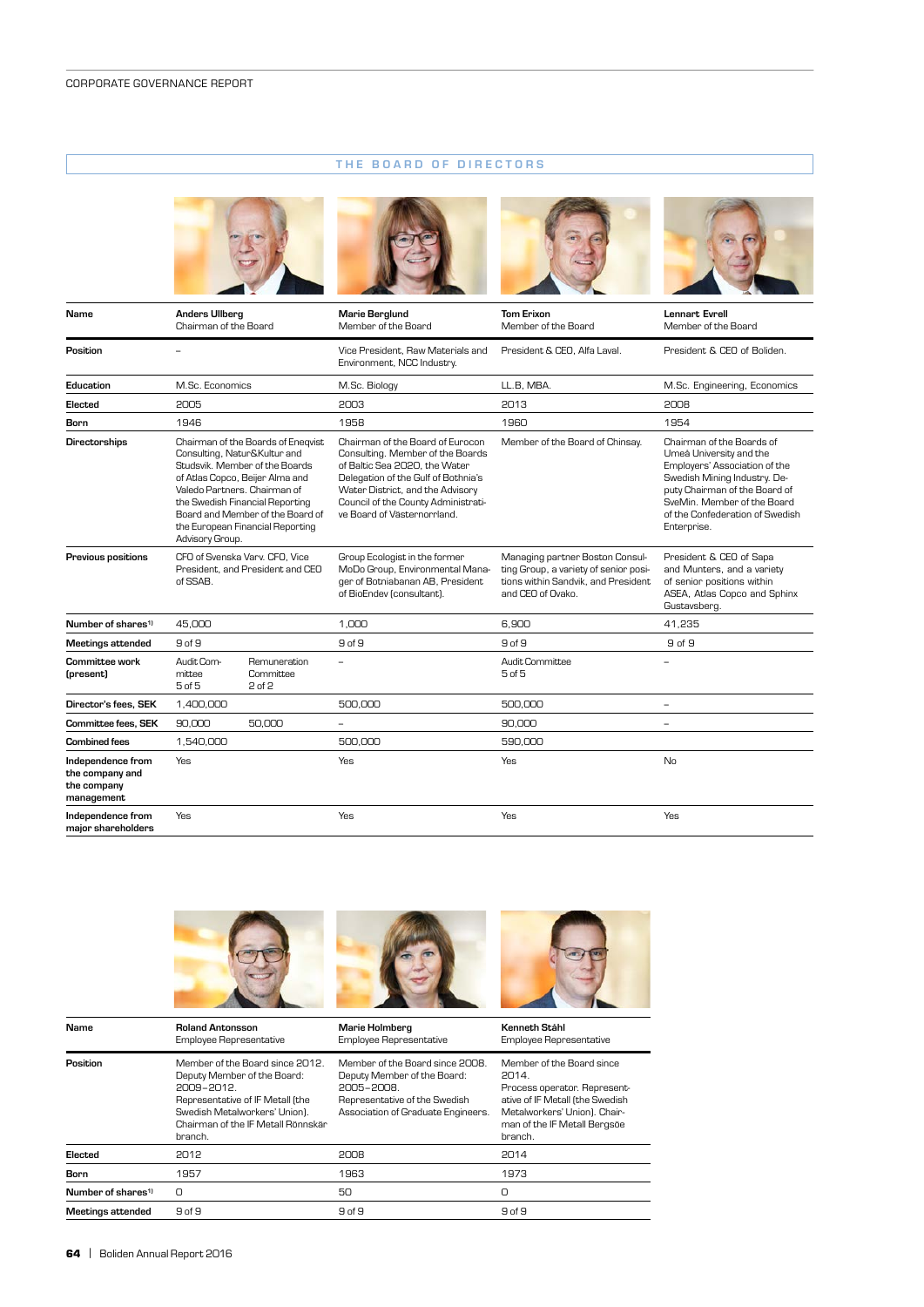# THE BOARD OF DIRECTORS

| Name | Anders Ullberg<br>Chairman of the Board | | Marie Berglund<br>Member of the Board | Tom Erixon<br>Member of the Board | Lennart Evrell<br>Member of the Board |
|---|---|---|---|---|---|
| Position | – | | Vice President, Raw Materials and Environment, NCC Industry. | President & CEO, Alfa Laval. | President & CEO of Boliden. |
| Education | M.Sc. Economics | | M.Sc. Biology | LL.B, MBA. | M.Sc. Engineering, Economics |
| Elected | 2005 | | 2003 | 2013 | 2008 |
| Born | 1946 | | 1958 | 1960 | 1954 |
| Directorships | Chairman of the Boards of Eneqvist Consulting, Natur&Kultur and Studsvik. Member of the Boards of Atlas Copco, Beijer Alma and Valedo Partners. Chairman of the Swedish Financial Reporting Board and Member of the Board of the European Financial Reporting Advisory Group. | | Chairman of the Board of Eurocon Consulting. Member of the Boards of Baltic Sea 2020, the Water Delegation of the Gulf of Bothnia's Water District, and the Advisory Council of the County Administrative Board of Västernorrland. | Member of the Board of Chinsay. | Chairman of the Boards of Umeå University and the Employers' Association of the Swedish Mining Industry. Deputy Chairman of the Board of SveMin. Member of the Board of the Confederation of Swedish Enterprise. |
| Previous positions | CFO of Svenska Varv. CFO, Vice President, and President and CEO of SSAB. | | Group Ecologist in the former MoDo Group, Environmental Manager of Botniabanan AB, President of BioEndev (consultant). | Managing partner Boston Consulting Group, a variety of senior positions within Sandvik, and President and CEO of Ovako. | President & CEO of Sapa and Munters, and a variety of senior positions within ASEA, Atlas Copco and Sphinx Gustavsberg. |
| Number of shares[1] | 45,000 | | 1,000 | 6,900 | 41,235 |
| Meetings attended | 9 of 9 | | 9 of 9 | 9 of 9 | 9 of 9 |
| Committee work (present) | Audit Committee<br>5 of 5 | Remuneration Committee<br>2 of 2 | – | Audit Committee<br>5 of 5 | – |
| Director's fees, SEK | 1,400,000 | | 500,000 | 500,000 | – |
| Committee fees, SEK | 90,000 | 50,000 | – | 90,000 | – |
| Combined fees | 1,540,000 | | 500,000 | 590,000 | |
| Independence from the company and the company management | Yes | | Yes | Yes | No |
| Independence from major shareholders | Yes | | Yes | Yes | Yes |

| Name | Roland Antonsson<br>Employee Representative | Marie Holmberg<br>Employee Representative | Kenneth Ståhl<br>Employee Representative |
|---|---|---|---|
| Position | Member of the Board since 2012. Deputy Member of the Board: 2009–2012. Representative of IF Metall (the Swedish Metalworkers' Union). Chairman of the IF Metall Rönnskär branch. | Member of the Board since 2008. Deputy Member of the Board: 2005–2008. Representative of the Swedish Association of Graduate Engineers. | Member of the Board since 2014. Process operator. Representative of IF Metall (the Swedish Metalworkers' Union). Chairman of the IF Metall Bergsöe branch. |
| Elected | 2012 | 2008 | 2014 |
| Born | 1957 | 1963 | 1973 |
| Number of shares[1] | 0 | 50 | 0 |
| Meetings attended | 9 of 9 | 9 of 9 | 9 of 9 |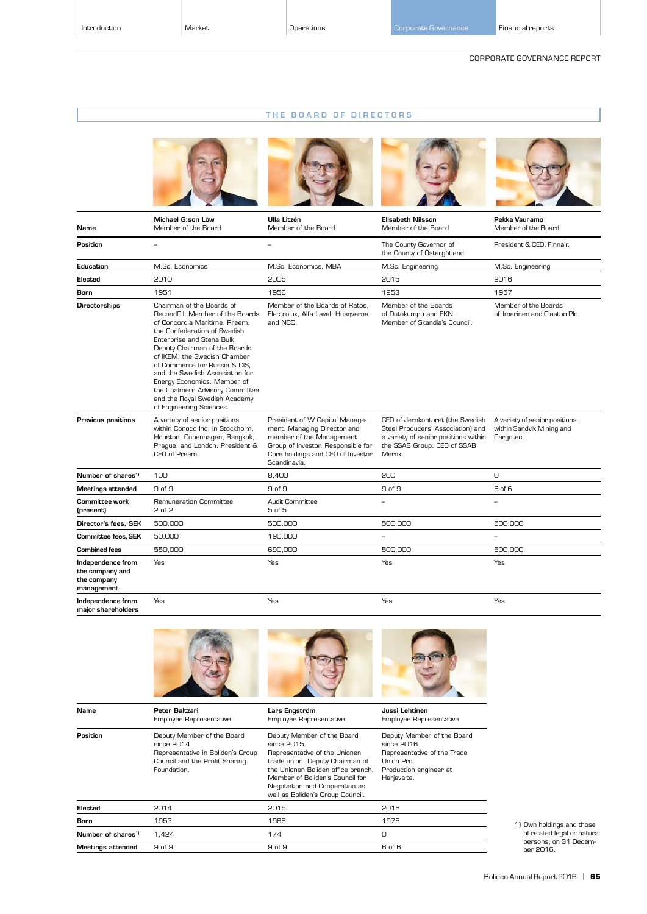CORPORATE GOVERNANCE REPORT

## THE BOARD OF DIRECTORS

| Name | Michael G:son Löw<br>Member of the Board | Ulla Litzén<br>Member of the Board | Elisabeth Nilsson<br>Member of the Board | Pekka Vauramo<br>Member of the Board |
|---|---|---|---|---|
| **Position** | – | – | The County Governor of the County of Östergötland | President & CEO, Finnair. |
| **Education** | M.Sc. Economics | M.Sc. Economics, MBA | M.Sc. Engineering | M.Sc. Engineering |
| **Elected** | 2010 | 2005 | 2015 | 2016 |
| **Born** | 1951 | 1956 | 1953 | 1957 |
| **Directorships** | Chairman of the Boards of RecondOil. Member of the Boards of Concordia Maritime, Preem, the Confederation of Swedish Enterprise and Stena Bulk. Deputy Chairman of the Boards of IKEM, the Swedish Chamber of Commerce for Russia & CIS, and the Swedish Association for Energy Economics. Member of the Chalmers Advisory Committee and the Royal Swedish Academy of Engineering Sciences. | Member of the Boards of Ratos, Electrolux, Alfa Laval, Husqvarna and NCC. | Member of the Boards of Outokumpu and EKN. Member of Skandia's Council. | Member of the Boards of Ilmarinen and Glaston Plc. |
| **Previous positions** | A variety of senior positions within Conoco Inc. in Stockholm, Houston, Copenhagen, Bangkok, Prague, and London. President & CEO of Preem. | President of W Capital Management. Managing Director and member of the Management Group of Investor. Responsible for Core holdings and CEO of Investor Scandinavia. | CEO of Jernkontoret (the Swedish Steel Producers' Association) and a variety of senior positions within the SSAB Group. CEO of SSAB Merox. | A variety of senior positions within Sandvik Mining and Cargotec. |
| **Number of shares[1]** | 100 | 8,400 | 200 | 0 |
| **Meetings attended** | 9 of 9 | 9 of 9 | 9 of 9 | 6 of 6 |
| **Committee work (present)** | Remuneration Committee<br>2 of 2 | Audit Committee<br>5 of 5 | – | – |
| **Director's fees, SEK** | 500,000 | 500,000 | 500,000 | 500,000 |
| **Committee fees, SEK** | 50,000 | 190,000 | – | – |
| **Combined fees** | 550,000 | 690,000 | 500,000 | 500,000 |
| **Independence from the company and the company management** | Yes | Yes | Yes | Yes |
| **Independence from major shareholders** | Yes | Yes | Yes | Yes |

| Name | Peter Baltzari<br>Employee Representative | Lars Engström<br>Employee Representative | Jussi Lehtinen<br>Employee Representative |
|---|---|---|---|
| **Position** | Deputy Member of the Board since 2014.<br>Representative in Boliden's Group Council and the Profit Sharing Foundation. | Deputy Member of the Board since 2015.<br>Representative of the Unionen trade union. Deputy Chairman of the Unionen Boliden office branch. Member of Boliden's Council for Negotiation and Cooperation as well as Boliden's Group Council. | Deputy Member of the Board since 2016.<br>Representative of the Trade Union Pro.<br>Production engineer at Harjavalta. |
| **Elected** | 2014 | 2015 | 2016 |
| **Born** | 1953 | 1966 | 1978 |
| **Number of shares[1]** | 1,424 | 174 | 0 |
| **Meetings attended** | 9 of 9 | 9 of 9 | 6 of 6 |

1) Own holdings and those of related legal or natural persons, on 31 December 2016.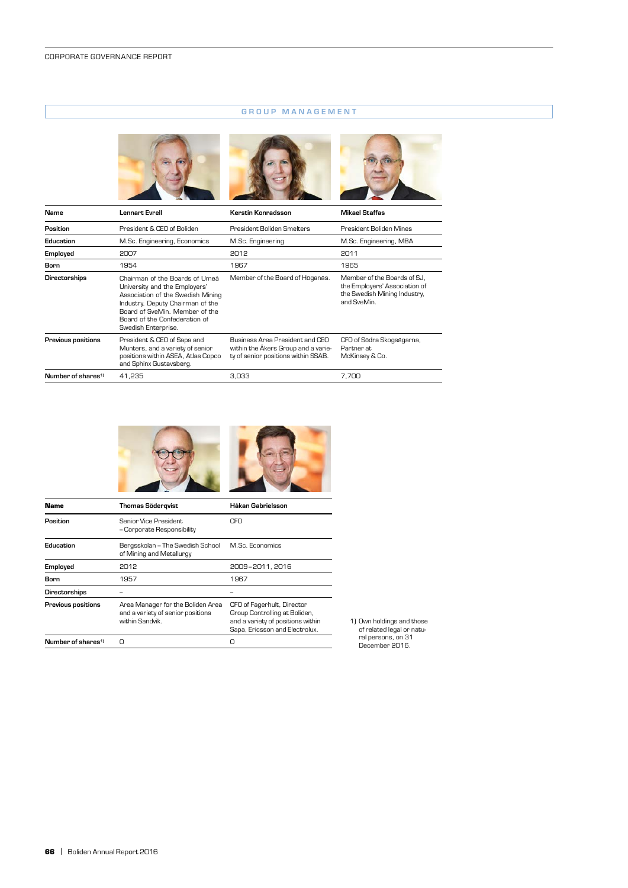## GROUP MANAGEMENT

| Name | Lennart Evrell | Kerstin Konradsson | Mikael Staffas |
|---|---|---|---|
| Position | President & CEO of Boliden | President Boliden Smelters | President Boliden Mines |
| Education | M.Sc. Engineering, Economics | M.Sc. Engineering | M.Sc. Engineering, MBA |
| Employed | 2007 | 2012 | 2011 |
| Born | 1954 | 1967 | 1965 |
| Directorships | Chairman of the Boards of Umeå University and the Employers' Association of the Swedish Mining Industry. Deputy Chairman of the Board of SveMin. Member of the Board of the Confederation of Swedish Enterprise. | Member of the Board of Höganäs. | Member of the Boards of SJ, the Employers' Association of the Swedish Mining Industry, and SveMin. |
| Previous positions | President & CEO of Sapa and Munters, and a variety of senior positions within ASEA, Atlas Copco and Sphinx Gustavsberg. | Business Area President and CEO within the Åkers Group and a variety of senior positions within SSAB. | CFO of Södra Skogsägarna, Partner at McKinsey & Co. |
| Number of shares[1] | 41,235 | 3,033 | 7,700 |

| Name | Thomas Söderqvist | Håkan Gabrielsson |
|---|---|---|
| Position | Senior Vice President – Corporate Responsibility | CFO |
| Education | Bergsskolan – The Swedish School of Mining and Metallurgy | M.Sc. Economics |
| Employed | 2012 | 2009–2011, 2016 |
| Born | 1957 | 1967 |
| Directorships | – | – |
| Previous positions | Area Manager for the Boliden Area and a variety of senior positions within Sandvik. | CFO of Fagerhult, Director Group Controlling at Boliden, and a variety of positions within Sapa, Ericsson and Electrolux. |
| Number of shares[1] | 0 | 0 |

1) Own holdings and those of related legal or natural persons, on 31 December 2016.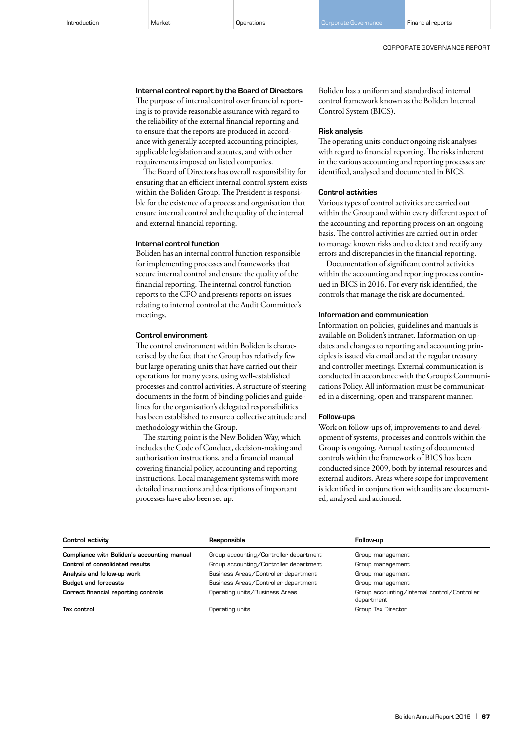## Internal control report by the Board of Directors

The purpose of internal control over financial reporting is to provide reasonable assurance with regard to the reliability of the external financial reporting and to ensure that the reports are produced in accordance with generally accepted accounting principles, applicable legislation and statutes, and with other requirements imposed on listed companies.

The Board of Directors has overall responsibility for ensuring that an efficient internal control system exists within the Boliden Group. The President is responsible for the existence of a process and organisation that ensure internal control and the quality of the internal and external financial reporting.

### Internal control function

Boliden has an internal control function responsible for implementing processes and frameworks that secure internal control and ensure the quality of the financial reporting. The internal control function reports to the CFO and presents reports on issues relating to internal control at the Audit Committee's meetings.

### Control environment

The control environment within Boliden is characterised by the fact that the Group has relatively few but large operating units that have carried out their operations for many years, using well-established processes and control activities. A structure of steering documents in the form of binding policies and guidelines for the organisation's delegated responsibilities has been established to ensure a collective attitude and methodology within the Group.

The starting point is the New Boliden Way, which includes the Code of Conduct, decision-making and authorisation instructions, and a financial manual covering financial policy, accounting and reporting instructions. Local management systems with more detailed instructions and descriptions of important processes have also been set up.

Boliden has a uniform and standardised internal control framework known as the Boliden Internal Control System (BICS).

### Risk analysis

The operating units conduct ongoing risk analyses with regard to financial reporting. The risks inherent in the various accounting and reporting processes are identified, analysed and documented in BICS.

### Control activities

Various types of control activities are carried out within the Group and within every different aspect of the accounting and reporting process on an ongoing basis. The control activities are carried out in order to manage known risks and to detect and rectify any errors and discrepancies in the financial reporting.

Documentation of significant control activities within the accounting and reporting process continued in BICS in 2016. For every risk identified, the controls that manage the risk are documented.

### Information and communication

Information on policies, guidelines and manuals is available on Boliden's intranet. Information on updates and changes to reporting and accounting principles is issued via email and at the regular treasury and controller meetings. External communication is conducted in accordance with the Group's Communications Policy. All information must be communicated in a discerning, open and transparent manner.

### Follow-ups

Work on follow-ups of, improvements to and development of systems, processes and controls within the Group is ongoing. Annual testing of documented controls within the framework of BICS has been conducted since 2009, both by internal resources and external auditors. Areas where scope for improvement is identified in conjunction with audits are documented, analysed and actioned.

| Control activity | Responsible | Follow-up |
|---|---|---|
| **Compliance with Boliden's accounting manual** | Group accounting/Controller department | Group management |
| **Control of consolidated results** | Group accounting/Controller department | Group management |
| **Analysis and follow-up work** | Business Areas/Controller department | Group management |
| **Budget and forecasts** | Business Areas/Controller department | Group management |
| **Correct financial reporting controls** | Operating units/Business Areas | Group accounting/Internal control/Controller department |
| **Tax control** | Operating units | Group Tax Director |